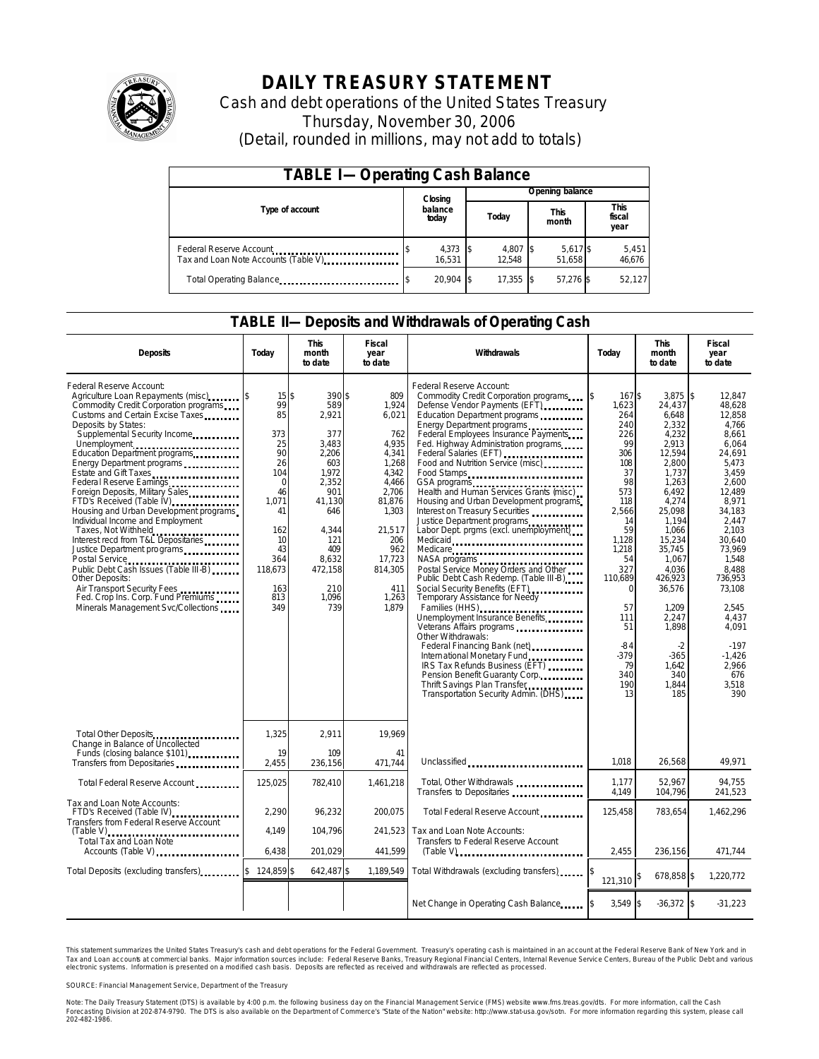# DAILY TREASURY STATEMENT

Cash and debt operations of the United States Treasury

Thursday, November 30, 2006

(Detail, rounded in millions, may not add to totals)

## TABLE I—Operating Cash Balance

| Type of account | Closing balance today | Opening balance Today | Opening balance This month | Opening balance This fiscal year |
|---|---|---|---|---|
| Federal Reserve Account | $ 4,373 | $ 4,807 | $ 5,617 | $ 5,451 |
| Tax and Loan Note Accounts (Table V) | 16,531 | 12,548 | 51,658 | 46,676 |
| Total Operating Balance | $ 20,904 | $ 17,355 | $ 57,276 | $ 52,127 |

## TABLE II—Deposits and Withdrawals of Operating Cash

| Deposits | Today | This month to date | Fiscal year to date |
|---|---|---|---|
| Federal Reserve Account: | | | |
| Agriculture Loan Repayments (misc) | $ 15 | $ 390 | $ 809 |
| Commodity Credit Corporation programs | 99 | 589 | 1,924 |
| Customs and Certain Excise Taxes | 85 | 2,921 | 6,021 |
| Deposits by States: | | | |
| Supplemental Security Income | 373 | 377 | 762 |
| Unemployment | 25 | 3,483 | 4,935 |
| Education Department programs | 90 | 2,206 | 4,341 |
| Energy Department programs | 26 | 603 | 1,268 |
| Estate and Gift Taxes | 104 | 1,972 | 4,342 |
| Federal Reserve Earnings | 0 | 2,352 | 4,466 |
| Foreign Deposits, Military Sales | 46 | 901 | 2,706 |
| FTD's Received (Table IV) | 1,071 | 41,130 | 81,876 |
| Housing and Urban Development programs | 41 | 646 | 1,303 |
| Individual Income and Employment Taxes, Not Withheld | 162 | 4,344 | 21,517 |
| Interest recd from T&L Depositaries | 10 | 121 | 206 |
| Justice Department programs | 43 | 409 | 962 |
| Postal Service | 364 | 8,632 | 17,723 |
| Public Debt Cash Issues (Table III-B) | 118,673 | 472,158 | 814,305 |
| Other Deposits: | | | |
| Air Transport Security Fees | 163 | 210 | 411 |
| Fed. Crop Ins. Corp. Fund Premiums | 813 | 1,096 | 1,263 |
| Minerals Management Svc/Collections | 349 | 739 | 1,879 |
| Total Other Deposits | 1,325 | 2,911 | 19,969 |
| Change in Balance of Uncollected Funds (closing balance $101) | 19 | 109 | 41 |
| Transfers from Depositaries | 2,455 | 236,156 | 471,744 |
| Total Federal Reserve Account | 125,025 | 782,410 | 1,461,218 |
| Tax and Loan Note Accounts: | | | |
| FTD's Received (Table IV) | 2,290 | 96,232 | 200,075 |
| Transfers from Federal Reserve Account (Table V) | 4,149 | 104,796 | 241,523 |
| Total Tax and Loan Note Accounts (Table V) | 6,438 | 201,029 | 441,599 |
| Total Deposits (excluding transfers) | $ 124,859 | $ 642,487 | $ 1,189,549 |

| Withdrawals | Today | This month to date | Fiscal year to date |
|---|---|---|---|
| Federal Reserve Account: | | | |
| Commodity Credit Corporation programs | $ 167 | $ 3,875 | $ 12,847 |
| Defense Vendor Payments (EFT) | 1,623 | 24,437 | 48,628 |
| Education Department programs | 264 | 6,648 | 12,858 |
| Energy Department programs | 240 | 2,332 | 4,766 |
| Federal Employees Insurance Payments | 226 | 4,232 | 8,661 |
| Fed. Highway Administration programs | 99 | 2,913 | 6,064 |
| Federal Salaries (EFT) | 306 | 12,594 | 24,691 |
| Food and Nutrition Service (misc) | 108 | 2,800 | 5,473 |
| Food Stamps | 37 | 1,737 | 3,459 |
| GSA programs | 98 | 1,263 | 2,600 |
| Health and Human Services Grants (misc) | 573 | 6,492 | 12,489 |
| Housing and Urban Development programs | 118 | 4,274 | 8,971 |
| Interest on Treasury Securities | 2,566 | 25,098 | 34,183 |
| Justice Department programs | 14 | 1,194 | 2,447 |
| Labor Dept. prgms (excl. unemployment) | 59 | 1,066 | 2,103 |
| Medicaid | 1,128 | 15,234 | 30,640 |
| Medicare | 1,218 | 35,745 | 73,969 |
| NASA programs | 54 | 1,067 | 1,548 |
| Postal Service Money Orders and Other | 327 | 4,036 | 8,488 |
| Public Debt Cash Redemp. (Table III-B) | 110,689 | 426,923 | 736,953 |
| Social Security Benefits (EFT) | 0 | 36,576 | 73,108 |
| Temporary Assistance for Needy Families (HHS) | 57 | 1,209 | 2,545 |
| Unemployment Insurance Benefits | 111 | 2,247 | 4,437 |
| Veterans Affairs programs | 51 | 1,898 | 4,091 |
| Other Withdrawals: | | | |
| Federal Financing Bank (net) | -84 | -2 | -197 |
| International Monetary Fund | -379 | -365 | -1,426 |
| IRS Tax Refunds Business (EFT) | 79 | 1,642 | 2,966 |
| Pension Benefit Guaranty Corp. | 340 | 340 | 676 |
| Thrift Savings Plan Transfer | 190 | 1,844 | 3,518 |
| Transportation Security Admin. (DHS) | 13 | 185 | 390 |
| Unclassified | 1,018 | 26,568 | 49,971 |
| Total, Other Withdrawals | 1,177 | 52,967 | 94,755 |
| Transfers to Depositaries | 4,149 | 104,796 | 241,523 |
| Total Federal Reserve Account | 125,458 | 783,654 | 1,462,296 |
| Tax and Loan Note Accounts: | | | |
| Transfers to Federal Reserve Account (Table V) | 2,455 | 236,156 | 471,744 |
| Total Withdrawals (excluding transfers) | $ 121,310 | $ 678,858 | $ 1,220,772 |
| Net Change in Operating Cash Balance | $ 3,549 | $ -36,372 | $ -31,223 |

This statement summarizes the United States Treasury's cash and debt operations for the Federal Government. Treasury's operating cash is maintained in an account at the Federal Reserve Bank of New York and in Tax and Loan accounts at commercial banks. Major information sources include: Federal Reserve Banks, Treasury Regional Financial Centers, Internal Revenue Service Centers, Bureau of the Public Debt and various electronic systems. Information is presented on a modified cash basis. Deposits are reflected as received and withdrawals are reflected as processed.

SOURCE: Financial Management Service, Department of the Treasury

Note: The Daily Treasury Statement (DTS) is available by 4:00 p.m. the following business day on the Financial Management Service (FMS) website www.fms.treas.gov/dts. For more information, call the Cash Forecasting Division at 202-874-9790. The DTS is also available on the Department of Commerce's "State of the Nation" website: http://www.stat-usa.gov/sotn. For more information regarding this system, please call 202-482-1986.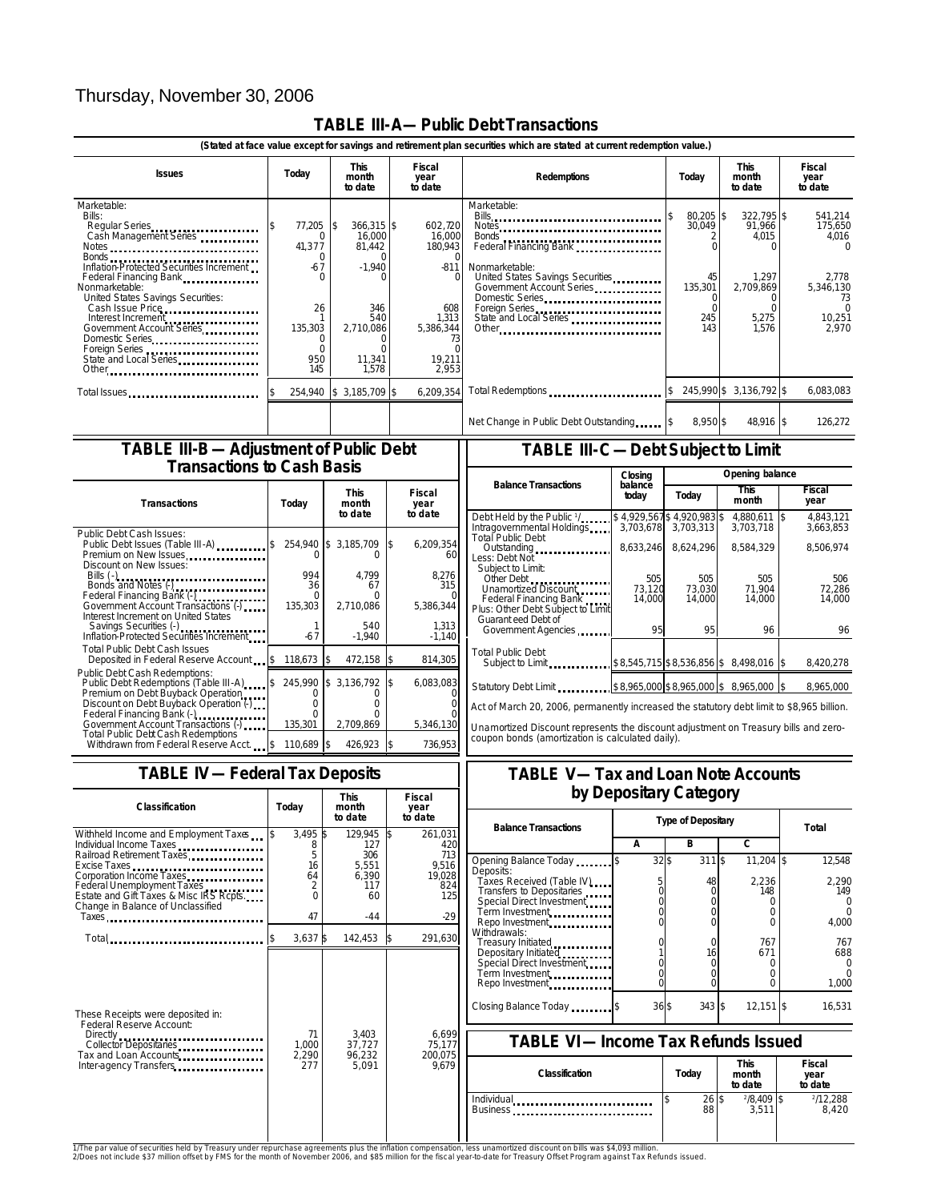Thursday, November 30, 2006

## TABLE III-A— Public Debt Transactions

(Stated at face value except for savings and retirement plan securities which are stated at current redemption value.)

| Issues | Today | This month to date | Fiscal year to date | Redemptions | Today | This month to date | Fiscal year to date |
|---|---|---|---|---|---|---|---|
| Marketable: | | | | Marketable: | | | |
| Bills: | | | | Bills | $ 80,205 | $ 322,795 | $ 541,214 |
| Regular Series | $ 77,205 | $ 366,315 | $ 602,720 | Notes | 30,049 | 91,966 | 175,650 |
| Cash Management Series | 0 | 16,000 | 16,000 | Bonds | 2 | 4,015 | 4,016 |
| Notes | 41,377 | 81,442 | 180,943 | Federal Financing Bank | 0 | 0 | 0 |
| Bonds | 0 | 0 | 0 | | | | |
| Inflation-Protected Securities Increment | -67 | -1,940 | -811 | Nonmarketable: | | | |
| Federal Financing Bank | 0 | 0 | 0 | United States Savings Securities | 45 | 1,297 | 2,778 |
| Nonmarketable: | | | | Government Account Series | 135,301 | 2,709,869 | 5,346,130 |
| United States Savings Securities: | | | | Domestic Series | 0 | 0 | 73 |
| Cash Issue Price | 26 | 346 | 608 | Foreign Series | 0 | 0 | 0 |
| Interest Increment | 1 | 540 | 1,313 | State and Local Series | 245 | 5,275 | 10,251 |
| Government Account Series | 135,303 | 2,710,086 | 5,386,344 | Other | 143 | 1,576 | 2,970 |
| Domestic Series | 0 | 0 | 73 | | | | |
| Foreign Series | 0 | 0 | 0 | | | | |
| State and Local Series | 950 | 11,341 | 19,211 | | | | |
| Other | 145 | 1,578 | 2,953 | | | | |
| Total Issues | $ 254,940 | $ 3,185,709 | $ 6,209,354 | Total Redemptions | $ 245,990 | $ 3,136,792 | $ 6,083,083 |
| | | | | Net Change in Public Debt Outstanding | $ 8,950 | $ 48,916 | $ 126,272 |

## TABLE III-B — Adjustment of Public Debt Transactions to Cash Basis

| Transactions | Today | This month to date | Fiscal year to date |
|---|---|---|---|
| Public Debt Cash Issues: | | | |
| Public Debt Issues (Table III-A) | $ 254,940 | $ 3,185,709 | $ 6,209,354 |
| Premium on New Issues | 0 | 0 | 60 |
| Discount on New Issues: | | | |
| Bills (-) | 994 | 4,799 | 8,276 |
| Bonds and Notes (-) | 36 | 67 | 315 |
| Federal Financing Bank (-) | 0 | 0 | 0 |
| Government Account Transactions (-) | 135,303 | 2,710,086 | 5,386,344 |
| Interest Increment on United States Savings Securities (-) | 1 | 540 | 1,313 |
| Inflation-Protected Securities Increment | -67 | -1,940 | -1,140 |
| Total Public Debt Cash Issues Deposited in Federal Reserve Account | $ 118,673 | $ 472,158 | $ 814,305 |
| Public Debt Cash Redemptions: | | | |
| Public Debt Redemptions (Table III-A) | $ 245,990 | $ 3,136,792 | $ 6,083,083 |
| Premium on Debt Buyback Operation | 0 | 0 | 0 |
| Discount on Debt Buyback Operation (-) | 0 | 0 | 0 |
| Federal Financing Bank (-) | 0 | 0 | 0 |
| Government Account Transactions (-) | 135,301 | 2,709,869 | 5,346,130 |
| Total Public Debt Cash Redemptions Withdrawn from Federal Reserve Acct. | $ 110,689 | $ 426,923 | $ 736,953 |

## TABLE III-C — Debt Subject to Limit

| Balance Transactions | Closing balance today | Opening balance Today | Opening balance This month | Opening balance Fiscal year |
|---|---|---|---|---|
| Debt Held by the Public [1] | $ 4,929,567 | $ 4,920,983 | $ 4,880,611 | $ 4,843,121 |
| Intragovernmental Holdings | 3,703,678 | 3,703,313 | 3,703,718 | 3,663,853 |
| Total Public Debt Outstanding | 8,633,246 | 8,624,296 | 8,584,329 | 8,506,974 |
| Less: Debt Not Subject to Limit: | | | | |
| Other Debt | 505 | 505 | 505 | 506 |
| Unamortized Discount | 73,120 | 73,030 | 71,904 | 72,286 |
| Federal Financing Bank | 14,000 | 14,000 | 14,000 | 14,000 |
| Plus: Other Debt Subject to Limit | | | | |
| Guaranteed Debt of Government Agencies | 95 | 95 | 96 | 96 |
| Total Public Debt Subject to Limit | $ 8,545,715 | $ 8,536,856 | $ 8,498,016 | $ 8,420,278 |
| Statutory Debt Limit | $ 8,965,000 | $ 8,965,000 | $ 8,965,000 | $ 8,965,000 |

Act of March 20, 2006, permanently increased the statutory debt limit to $8,965 billion.

Unamortized Discount represents the discount adjustment on Treasury bills and zero-coupon bonds (amortization is calculated daily).

## TABLE IV — Federal Tax Deposits

| Classification | Today | This month to date | Fiscal year to date |
|---|---|---|---|
| Withheld Income and Employment Taxes | $ 3,495 | $ 129,945 | $ 261,031 |
| Individual Income Taxes | 8 | 127 | 420 |
| Railroad Retirement Taxes | 5 | 306 | 713 |
| Excise Taxes | 16 | 5,551 | 9,516 |
| Corporation Income Taxes | 64 | 6,390 | 19,028 |
| Federal Unemployment Taxes | 2 | 117 | 824 |
| Estate and Gift Taxes & Misc IRS Rcpts. | 0 | 60 | 125 |
| Change in Balance of Unclassified Taxes | 47 | -44 | -29 |
| Total | $ 3,637 | $ 142,453 | $ 291,630 |
| These Receipts were deposited in: | | | |
| Federal Reserve Account: | | | |
| Directly | 71 | 3,403 | 6,699 |
| Collector Depositaries | 1,000 | 37,727 | 75,177 |
| Tax and Loan Accounts | 2,290 | 96,232 | 200,075 |
| Inter-agency Transfers | 277 | 5,091 | 9,679 |

## TABLE V— Tax and Loan Note Accounts by Depositary Category

| Balance Transactions | Type of Depositary A | B | C | Total |
|---|---|---|---|---|
| Opening Balance Today | $ 32 | $ 311 | $ 11,204 | $ 12,548 |
| Deposits: | | | | |
| Taxes Received (Table IV) | 5 | 48 | 2,236 | 2,290 |
| Transfers to Depositaries | 0 | 0 | 148 | 149 |
| Special Direct Investment | 0 | 0 | 0 | 0 |
| Term Investment | 0 | 0 | 0 | 0 |
| Repo Investment | 0 | 0 | 0 | 4,000 |
| Withdrawals: | | | | |
| Treasury Initiated | 0 | 0 | 767 | 767 |
| Depositary Initiated | 1 | 16 | 671 | 688 |
| Special Direct Investment | 0 | 0 | 0 | 0 |
| Term Investment | 0 | 0 | 0 | 0 |
| Repo Investment | 0 | 0 | 0 | 1,000 |
| Closing Balance Today | $ 36 | $ 343 | $ 12,151 | $ 16,531 |

## TABLE VI— Income Tax Refunds Issued

| Classification | Today | This month to date | Fiscal year to date |
|---|---|---|---|
| Individual | $ 26 | $ [2]8,409 | $ [2]12,288 |
| Business | 88 | 3,511 | 8,420 |

1/The par value of securities held by Treasury under repurchase agreements plus the inflation compensation, less unamortized discount on bills was $4,093 million.
2/Does not include $37 million offset by FMS for the month of November 2006, and $85 million for the fiscal year-to-date for Treasury Offset Program against Tax Refunds issued.